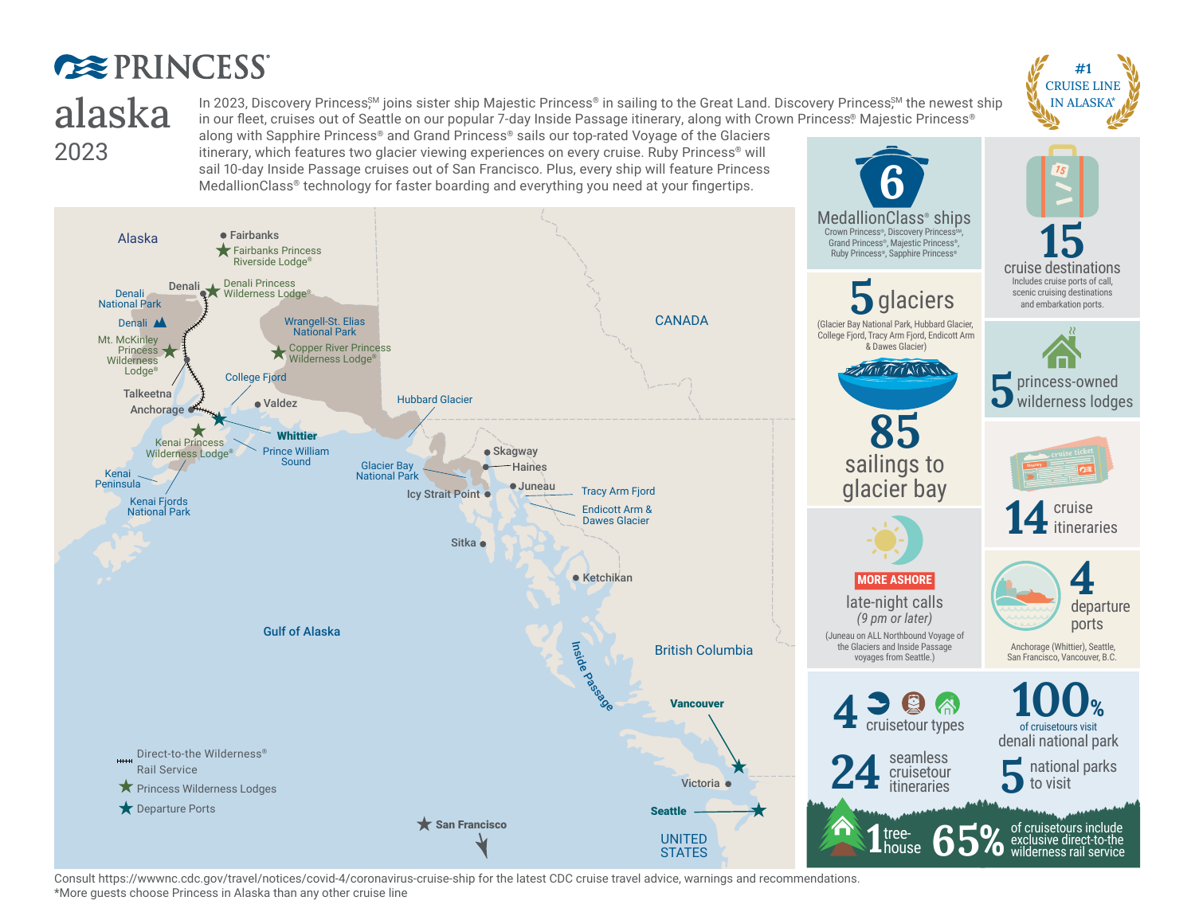# PRINCESS

# alaska
2023

In 2023, Discovery Princess℠ joins sister ship Majestic Princess® in sailing to the Great Land. Discovery Princess℠ the newest ship in our fleet, cruises out of Seattle on our popular 7-day Inside Passage itinerary, along with Crown Princess® Majestic Princess® along with Sapphire Princess® and Grand Princess® sails our top-rated Voyage of the Glaciers itinerary, which features two glacier viewing experiences on every cruise. Ruby Princess® will sail 10-day Inside Passage cruises out of San Francisco. Plus, every ship will feature Princess MedallionClass® technology for faster boarding and everything you need at your fingertips.

#1 CRUISE LINE IN ALASKA*

Alaska — Fairbanks; Fairbanks Princess Riverside Lodge®; Denali; Denali Princess Wilderness Lodge®; Denali National Park; Denali; Mt. McKinley Princess Wilderness Lodge®; Talkeetna; Anchorage; Wrangell-St. Elias National Park; Copper River Princess Wilderness Lodge®; College Fjord; Valdez; Whittier; Prince William Sound; Kenai Princess Wilderness Lodge®; Kenai Peninsula; Kenai Fjords National Park; Hubbard Glacier; Glacier Bay National Park; Icy Strait Point; Skagway; Haines; Juneau; Tracy Arm Fjord; Endicott Arm & Dawes Glacier; Sitka; Ketchikan; CANADA; Gulf of Alaska; Inside Passage; British Columbia; Vancouver; Victoria; Seattle; San Francisco; UNITED STATES

Direct-to-the Wilderness® Rail Service
Princess Wilderness Lodges
Departure Ports

**6** MedallionClass® ships
Crown Princess®, Discovery Princess℠, Grand Princess®, Majestic Princess®, Ruby Princess®, Sapphire Princess®

**15** cruise destinations
Includes cruise ports of call, scenic cruising destinations and embarkation ports.

**5** glaciers
(Glacier Bay National Park, Hubbard Glacier, College Fjord, Tracy Arm Fjord, Endicott Arm & Dawes Glacier)

**85** sailings to glacier bay

**5** princess-owned wilderness lodges

**14** cruise itineraries

MORE ASHORE
late-night calls
*(9 pm or later)*
(Juneau on ALL Northbound Voyage of the Glaciers and Inside Passage voyages from Seattle.)

**4** departure ports
Anchorage (Whittier), Seattle, San Francisco, Vancouver, B.C.

**4** cruisetour types

**24** seamless cruisetour itineraries

**100%** of cruisetours visit denali national park

**5** national parks to visit

**1** tree-house

**65%** of cruisetours include exclusive direct-to-the wilderness rail service

Consult https://wwwnc.cdc.gov/travel/notices/covid-4/coronavirus-cruise-ship for the latest CDC cruise travel advice, warnings and recommendations.
*More guests choose Princess in Alaska than any other cruise line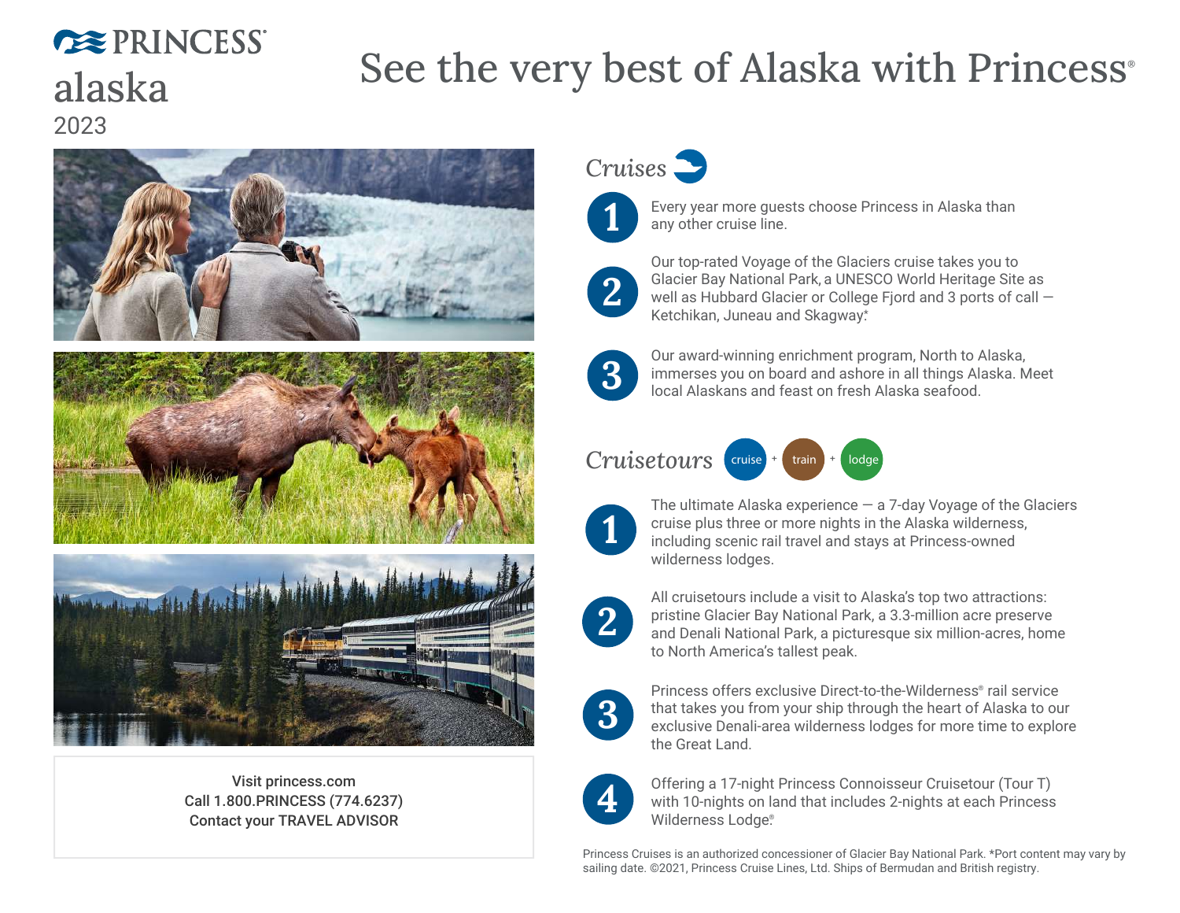PRINCESS

alaska

2023

# See the very best of Alaska with Princess®

## *Cruises*

1. Every year more guests choose Princess in Alaska than any other cruise line.
2. Our top-rated Voyage of the Glaciers cruise takes you to Glacier Bay National Park, a UNESCO World Heritage Site as well as Hubbard Glacier or College Fjord and 3 ports of call — Ketchikan, Juneau and Skagway.*
3. Our award-winning enrichment program, North to Alaska, immerses you on board and ashore in all things Alaska. Meet local Alaskans and feast on fresh Alaska seafood.

## *Cruisetours*

cruise + train + lodge

1. The ultimate Alaska experience — a 7-day Voyage of the Glaciers cruise plus three or more nights in the Alaska wilderness, including scenic rail travel and stays at Princess-owned wilderness lodges.
2. All cruisetours include a visit to Alaska's top two attractions: pristine Glacier Bay National Park, a 3.3-million acre preserve and Denali National Park, a picturesque six million-acres, home to North America's tallest peak.
3. Princess offers exclusive Direct-to-the-Wilderness® rail service that takes you from your ship through the heart of Alaska to our exclusive Denali-area wilderness lodges for more time to explore the Great Land.
4. Offering a 17-night Princess Connoisseur Cruisetour (Tour T) with 10-nights on land that includes 2-nights at each Princess Wilderness Lodge.®

Visit princess.com
Call 1.800.PRINCESS (774.6237)
Contact your TRAVEL ADVISOR

Princess Cruises is an authorized concessioner of Glacier Bay National Park. *Port content may vary by sailing date. ©2021, Princess Cruise Lines, Ltd. Ships of Bermudan and British registry.